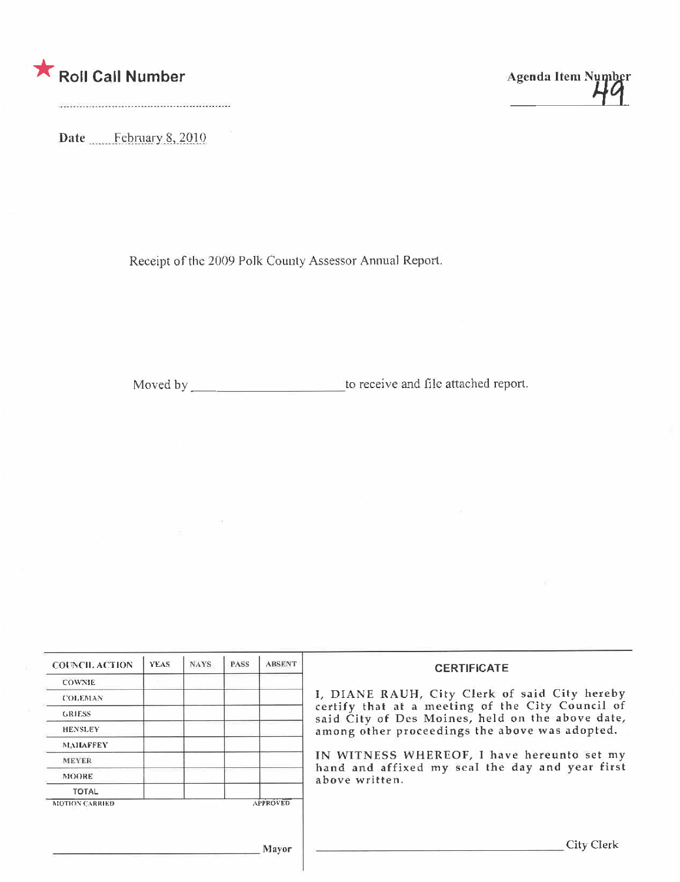★ Roll Call Number

Agenda Item Number
49

Date February 8, 2010

Receipt of the 2009 Polk County Assessor Annual Report.

Moved by ____________________ to receive and file attached report.

| COUNCIL ACTION | YEAS | NAYS | PASS | ABSENT |
|---|---|---|---|---|
| COWNIE | | | | |
| COLEMAN | | | | |
| GRIESS | | | | |
| HENSLEY | | | | |
| MAHAFFEY | | | | |
| MEYER | | | | |
| MOORE | | | | |
| TOTAL | | | | |

MOTION CARRIED APPROVED

______________________________ Mayor

**CERTIFICATE**

I, DIANE RAUH, City Clerk of said City hereby certify that at a meeting of the City Council of said City of Des Moines, held on the above date, among other proceedings the above was adopted.

IN WITNESS WHEREOF, I have hereunto set my hand and affixed my seal the day and year first above written.

______________________________ City Clerk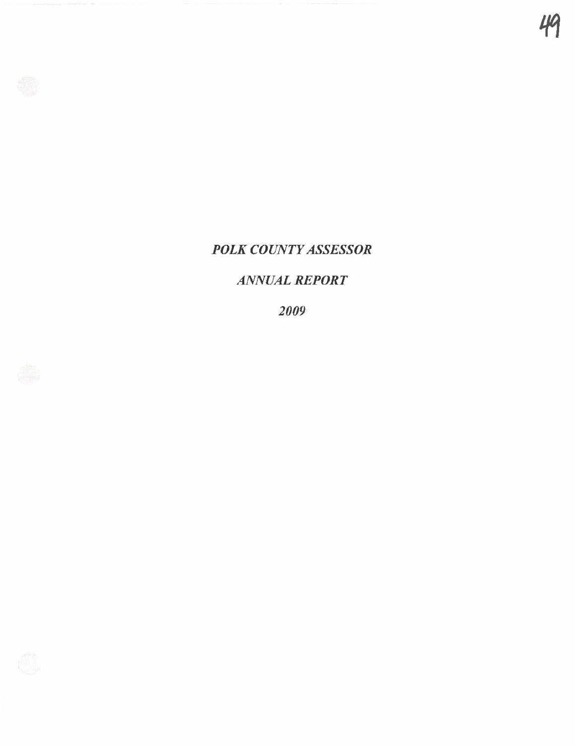# *POLK COUNTY ASSESSOR*

## *ANNUAL REPORT*

## *2009*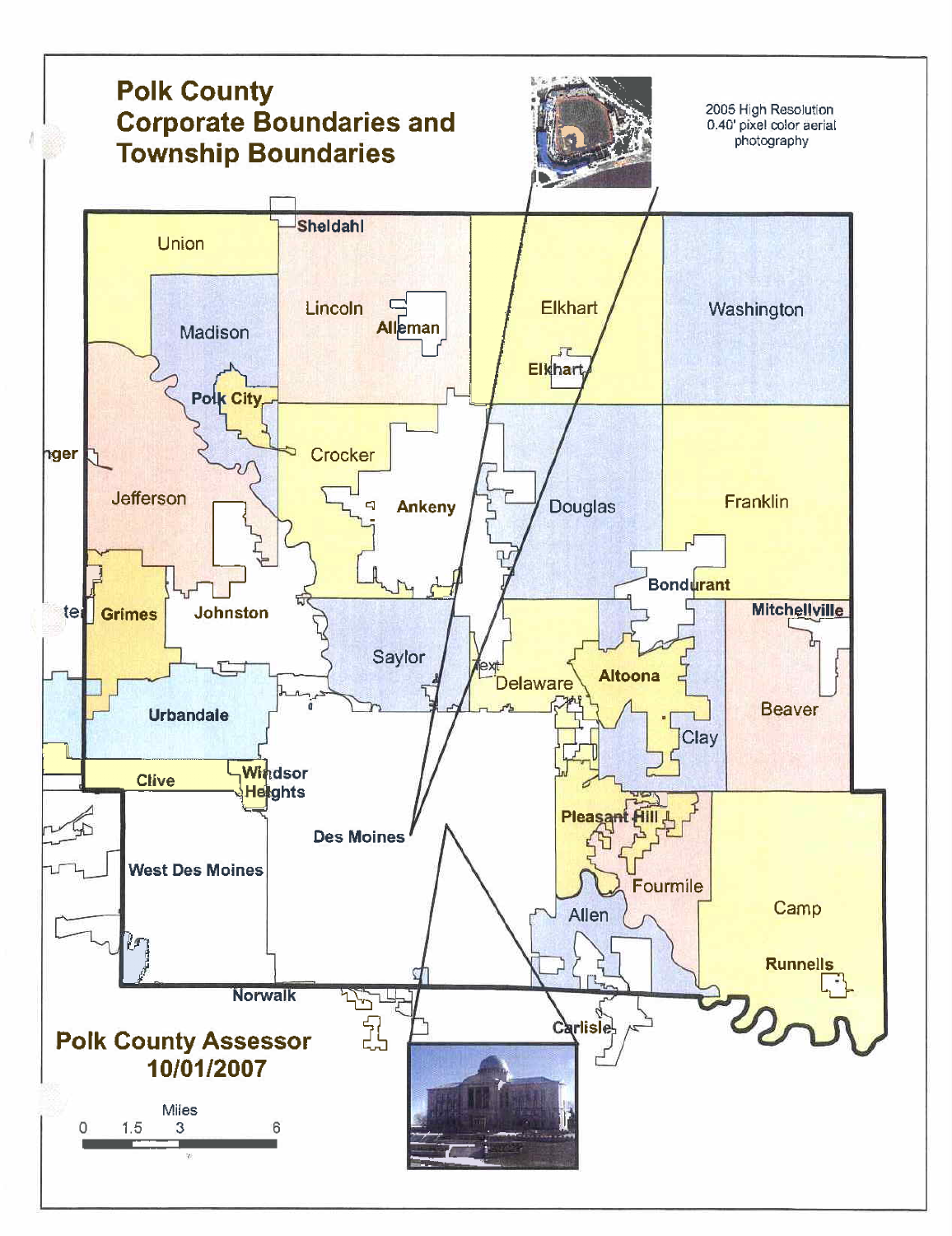# Polk County Corporate Boundaries and Township Boundaries

2005 High Resolution
0.40' pixel color aerial
photography

Sheldahl
Union
Lincoln
Alleman
Elkhart
Washington
Madison
Elkhart
Polk City
Crocker
Jefferson
Ankeny
Douglas
Franklin
Bondurant
Grimes
Johnston
Saylor
Mitchellville
Delaware
Altoona
Beaver
Urbandale
Clay
Clive
Windsor Heights
Des Moines
Pleasant Hill
West Des Moines
Fourmile
Allen
Camp
Runnells
Norwalk
Carlisle

Polk County Assessor
10/01/2007

Miles
0 1.5 3 6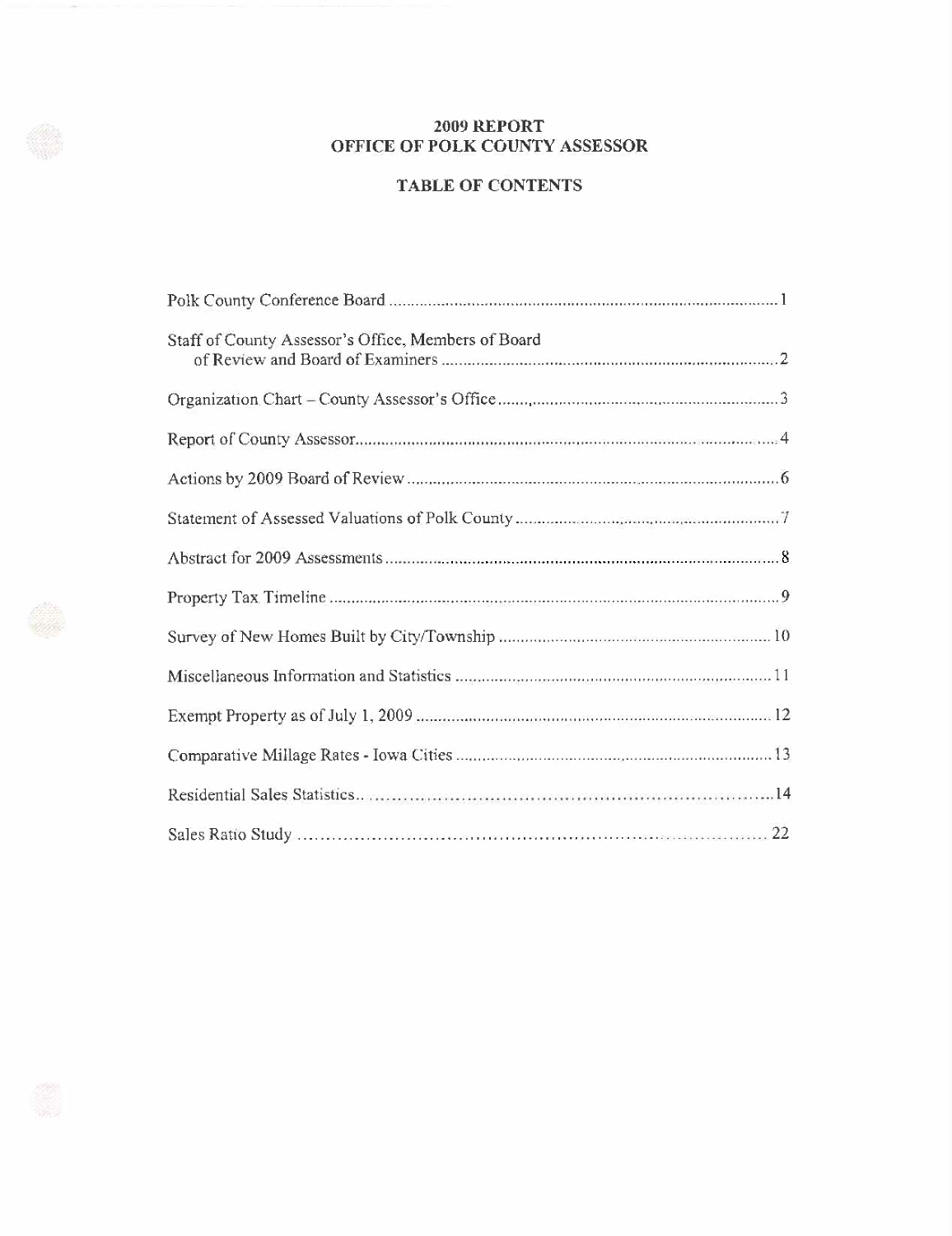# 2009 REPORT
# OFFICE OF POLK COUNTY ASSESSOR

## TABLE OF CONTENTS

| | |
|---|---|
| Polk County Conference Board | 1 |
| Staff of County Assessor's Office, Members of Board of Review and Board of Examiners | 2 |
| Organization Chart – County Assessor's Office | 3 |
| Report of County Assessor | 4 |
| Actions by 2009 Board of Review | 6 |
| Statement of Assessed Valuations of Polk County | 7 |
| Abstract for 2009 Assessments | 8 |
| Property Tax Timeline | 9 |
| Survey of New Homes Built by City/Township | 10 |
| Miscellaneous Information and Statistics | 11 |
| Exempt Property as of July 1, 2009 | 12 |
| Comparative Millage Rates - Iowa Cities | 13 |
| Residential Sales Statistics | 14 |
| Sales Ratio Study | 22 |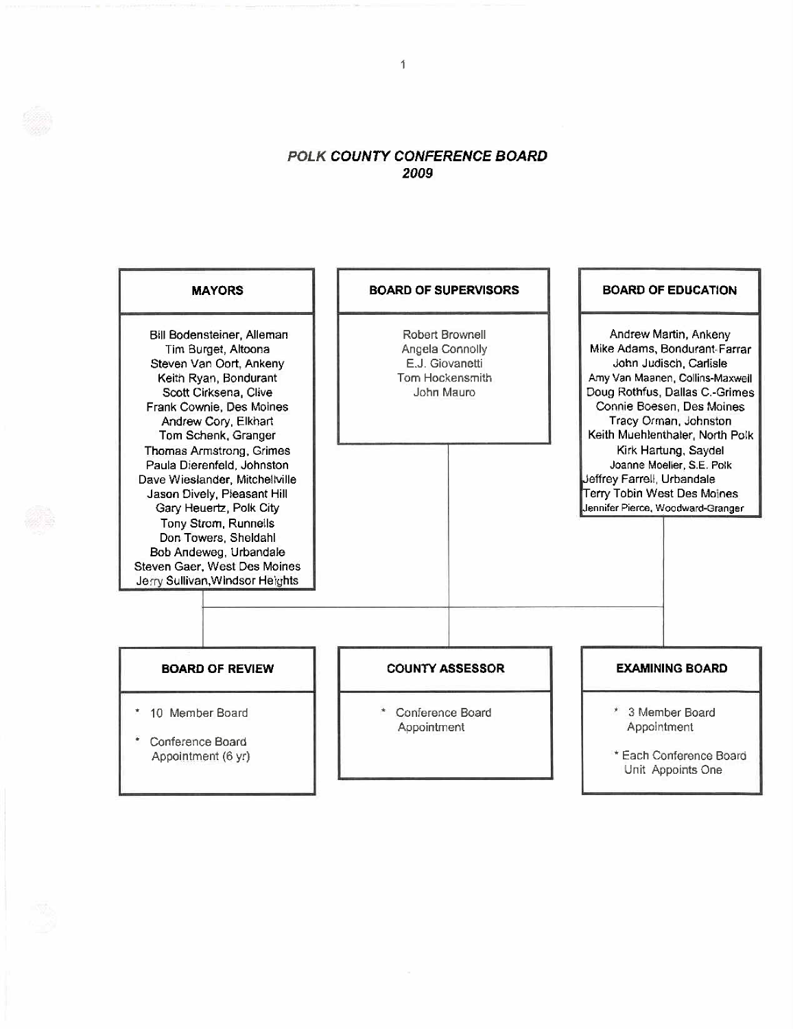***POLK COUNTY CONFERENCE BOARD***
***2009***

**MAYORS**

Bill Bodensteiner, Alleman
Tim Burget, Altoona
Steven Van Oort, Ankeny
Keith Ryan, Bondurant
Scott Cirksena, Clive
Frank Cownie, Des Moines
Andrew Cory, Elkhart
Tom Schenk, Granger
Thomas Armstrong, Grimes
Paula Dierenfeld, Johnston
Dave Wieslander, Mitchellville
Jason Dively, Pleasant Hill
Gary Heuertz, Polk City
Tony Strom, Runnells
Don Towers, Sheldahl
Bob Andeweg, Urbandale
Steven Gaer, West Des Moines
Jerry Sullivan, Windsor Heights

**BOARD OF SUPERVISORS**

Robert Brownell
Angela Connolly
E.J. Giovanetti
Tom Hockensmith
John Mauro

**BOARD OF EDUCATION**

Andrew Martin, Ankeny
Mike Adams, Bondurant-Farrar
John Judisch, Carlisle
Amy Van Maanen, Collins-Maxwell
Doug Rothfus, Dallas C.-Grimes
Connie Boesen, Des Moines
Tracy Orman, Johnston
Keith Muehlenthaler, North Polk
Kirk Hartung, Saydel
Joanne Moeller, S.E. Polk
Jeffrey Farrell, Urbandale
Terry Tobin West Des Moines
Jennifer Pierce, Woodward-Granger

**BOARD OF REVIEW**

* 10 Member Board
* Conference Board Appointment (6 yr)

**COUNTY ASSESSOR**

* Conference Board Appointment

**EXAMINING BOARD**

* 3 Member Board Appointment
* Each Conference Board Unit Appoints One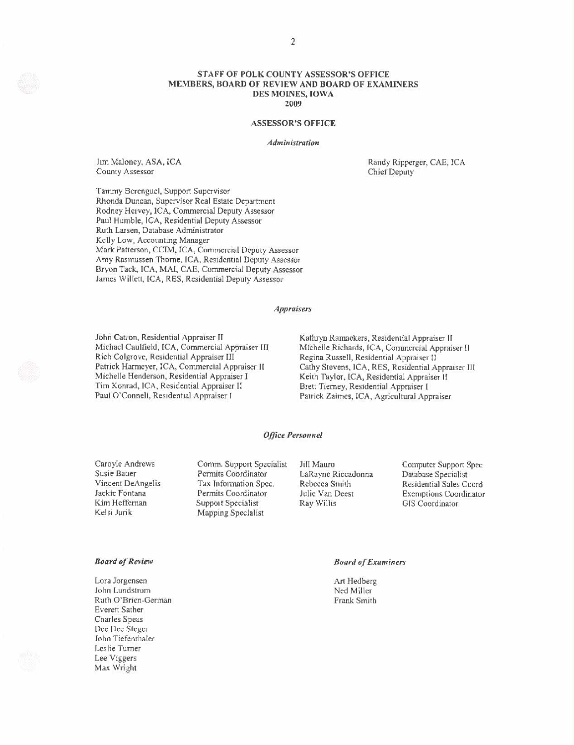# STAFF OF POLK COUNTY ASSESSOR'S OFFICE
# MEMBERS, BOARD OF REVIEW AND BOARD OF EXAMINERS
# DES MOINES, IOWA
# 2009

## ASSESSOR'S OFFICE

### *Administration*

Jim Maloney, ASA, ICA
County Assessor

Randy Ripperger, CAE, ICA
Chief Deputy

Tammy Berenguel, Support Supervisor
Rhonda Duncan, Supervisor Real Estate Department
Rodney Hervey, ICA, Commercial Deputy Assessor
Paul Humble, ICA, Residential Deputy Assessor
Ruth Larsen, Database Administrator
Kelly Low, Accounting Manager
Mark Patterson, CCIM, ICA, Commercial Deputy Assessor
Amy Rasmussen Thorne, ICA, Residential Deputy Assessor
Bryon Tack, ICA, MAI, CAE, Commercial Deputy Assessor
James Willett, ICA, RES, Residential Deputy Assessor

### *Appraisers*

John Catron, Residential Appraiser II
Michael Caulfield, ICA, Commercial Appraiser III
Rich Colgrove, Residential Appraiser III
Patrick Harmeyer, ICA, Commercial Appraiser II
Michelle Henderson, Residential Appraiser I
Tim Konrad, ICA, Residential Appraiser II
Paul O'Connell, Residential Appraiser I
Kathryn Ramaekers, Residential Appraiser II
Michelle Richards, ICA, Commercial Appraiser II
Regina Russell, Residential Appraiser II
Cathy Stevens, ICA, RES, Residential Appraiser III
Keith Taylor, ICA, Residential Appraiser II
Brett Tierney, Residential Appraiser I
Patrick Zaimes, ICA, Agricultural Appraiser

### *Office Personnel*

| | |
|---|---|
| Caroyle Andrews | Comm. Support Specialist |
| Susie Bauer | Permits Coordinator |
| Vincent DeAngelis | Tax Information Spec. |
| Jackie Fontana | Permits Coordinator |
| Kim Heffernan | Support Specialist |
| Kelsi Jurik | Mapping Specialist |
| Jill Mauro | Computer Support Spec. |
| LaRayne Riccadonna | Database Specialist |
| Rebecca Smith | Residential Sales Coord |
| Julie Van Deest | Exemptions Coordinator |
| Ray Willis | GIS Coordinator |

### *Board of Review*

Lora Jorgensen
John Lundstrom
Ruth O'Brien-German
Everett Sather
Charles Speas
Dee Dee Steger
John Tiefenthaler
Leslie Turner
Lee Viggers
Max Wright

### *Board of Examiners*

Art Hedberg
Ned Miller
Frank Smith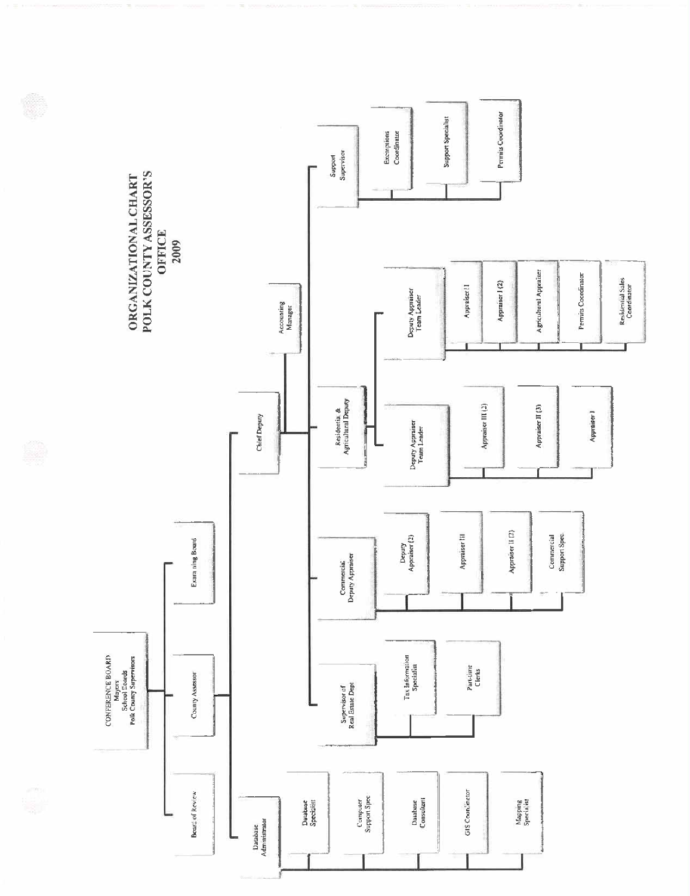# ORGANIZATIONAL CHART
# POLK COUNTY ASSESSOR'S OFFICE
# 2009

- CONFERENCE BOARD
  - Mayors
  - School Boards
  - Polk County Supervisors
  - Board of Review
  - County Assessor
    - Database Administrator
      - Database Specialist
      - Computer Support Spec
      - Database Consultant
      - GIS Coordinator
      - Mapping Specialist
    - Chief Deputy
      - Accounting Manager
      - Supervisor of Real Estate Dept
        - Tax Information Specialist
        - Part-time Clerks
      - Commercial Deputy Appraiser
        - Deputy Appraiser (2)
        - Appraiser III
        - Appraiser II (2)
        - Commercial Support Spec.
      - Residential & Agricultural Deputy
        - Deputy Appraiser Team Leader
          - Appraiser III (2)
          - Appraiser II (3)
          - Appraiser I
        - Deputy Appraiser Team Leader
          - Appraiser II
          - Appraiser I (2)
          - Agricultural Appraiser
          - Permits Coordinator
          - Residential Sales Coordinator
      - Support Supervisor
        - Exemptions Coordinator
        - Support Specialist
        - Permits Coordinator
  - Examining Board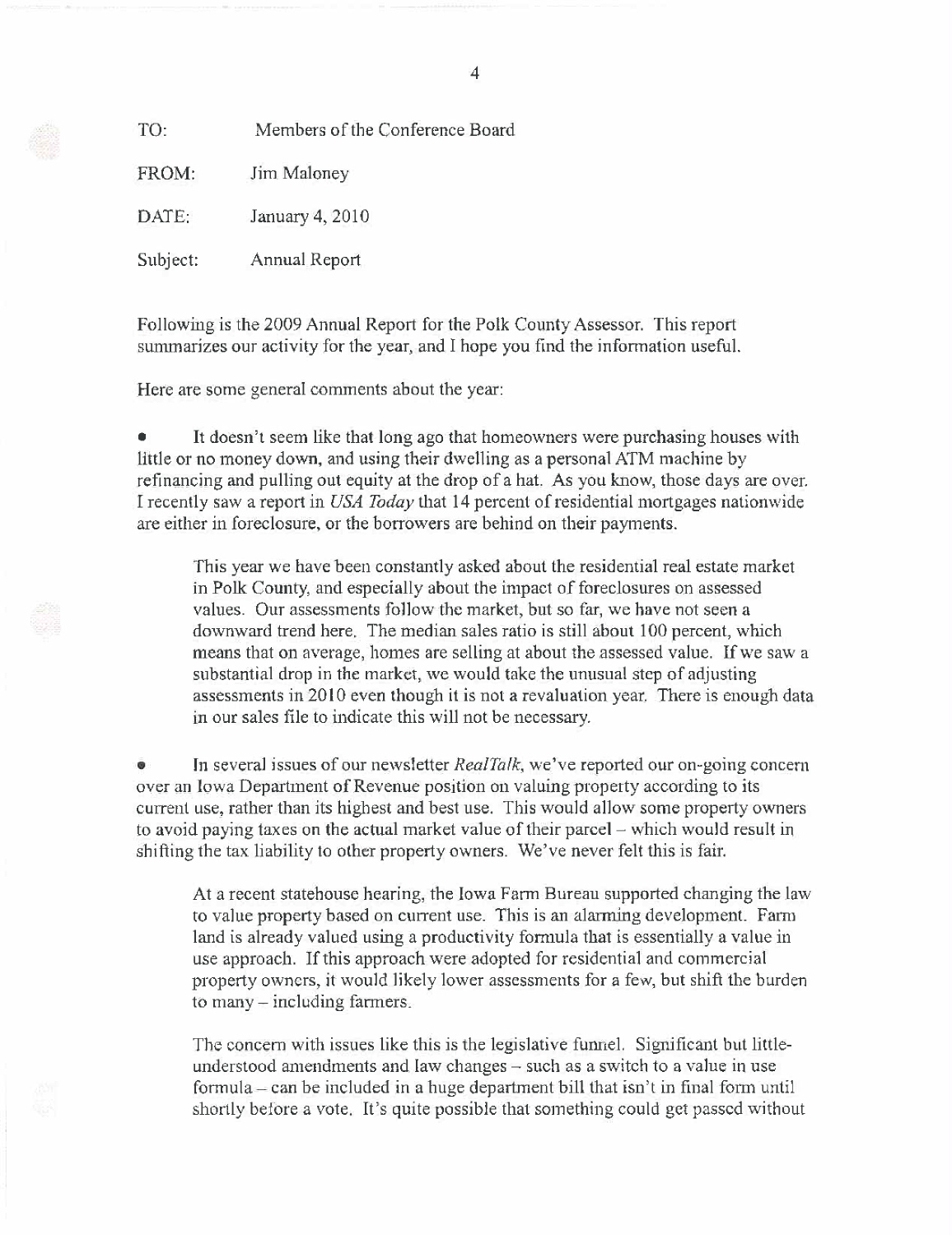TO: Members of the Conference Board

FROM: Jim Maloney

DATE: January 4, 2010

Subject: Annual Report

Following is the 2009 Annual Report for the Polk County Assessor. This report summarizes our activity for the year, and I hope you find the information useful.

Here are some general comments about the year:

- It doesn't seem like that long ago that homeowners were purchasing houses with little or no money down, and using their dwelling as a personal ATM machine by refinancing and pulling out equity at the drop of a hat. As you know, those days are over. I recently saw a report in *USA Today* that 14 percent of residential mortgages nationwide are either in foreclosure, or the borrowers are behind on their payments.

  This year we have been constantly asked about the residential real estate market in Polk County, and especially about the impact of foreclosures on assessed values. Our assessments follow the market, but so far, we have not seen a downward trend here. The median sales ratio is still about 100 percent, which means that on average, homes are selling at about the assessed value. If we saw a substantial drop in the market, we would take the unusual step of adjusting assessments in 2010 even though it is not a revaluation year. There is enough data in our sales file to indicate this will not be necessary.

- In several issues of our newsletter *RealTalk*, we've reported our on-going concern over an Iowa Department of Revenue position on valuing property according to its current use, rather than its highest and best use. This would allow some property owners to avoid paying taxes on the actual market value of their parcel – which would result in shifting the tax liability to other property owners. We've never felt this is fair.

  At a recent statehouse hearing, the Iowa Farm Bureau supported changing the law to value property based on current use. This is an alarming development. Farm land is already valued using a productivity formula that is essentially a value in use approach. If this approach were adopted for residential and commercial property owners, it would likely lower assessments for a few, but shift the burden to many – including farmers.

  The concern with issues like this is the legislative funnel. Significant but little-understood amendments and law changes – such as a switch to a value in use formula – can be included in a huge department bill that isn't in final form until shortly before a vote. It's quite possible that something could get passed without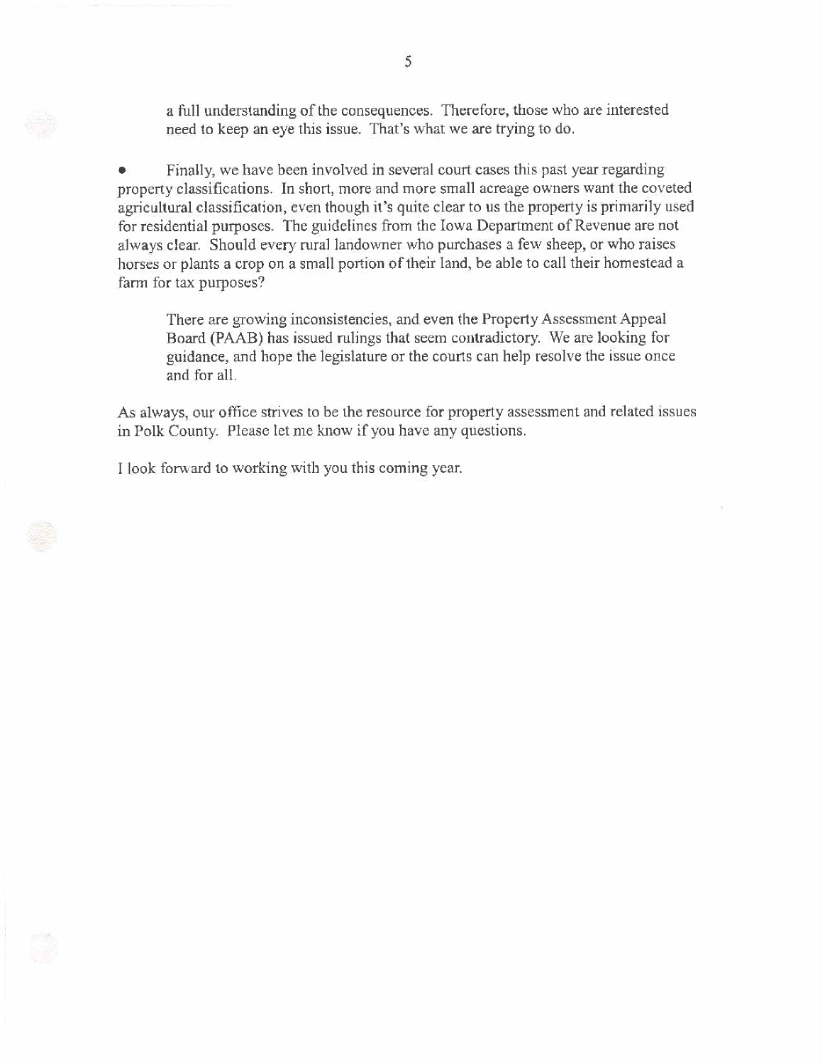a full understanding of the consequences. Therefore, those who are interested need to keep an eye this issue. That's what we are trying to do.

- Finally, we have been involved in several court cases this past year regarding property classifications. In short, more and more small acreage owners want the coveted agricultural classification, even though it's quite clear to us the property is primarily used for residential purposes. The guidelines from the Iowa Department of Revenue are not always clear. Should every rural landowner who purchases a few sheep, or who raises horses or plants a crop on a small portion of their land, be able to call their homestead a farm for tax purposes?

  There are growing inconsistencies, and even the Property Assessment Appeal Board (PAAB) has issued rulings that seem contradictory. We are looking for guidance, and hope the legislature or the courts can help resolve the issue once and for all.

As always, our office strives to be the resource for property assessment and related issues in Polk County. Please let me know if you have any questions.

I look forward to working with you this coming year.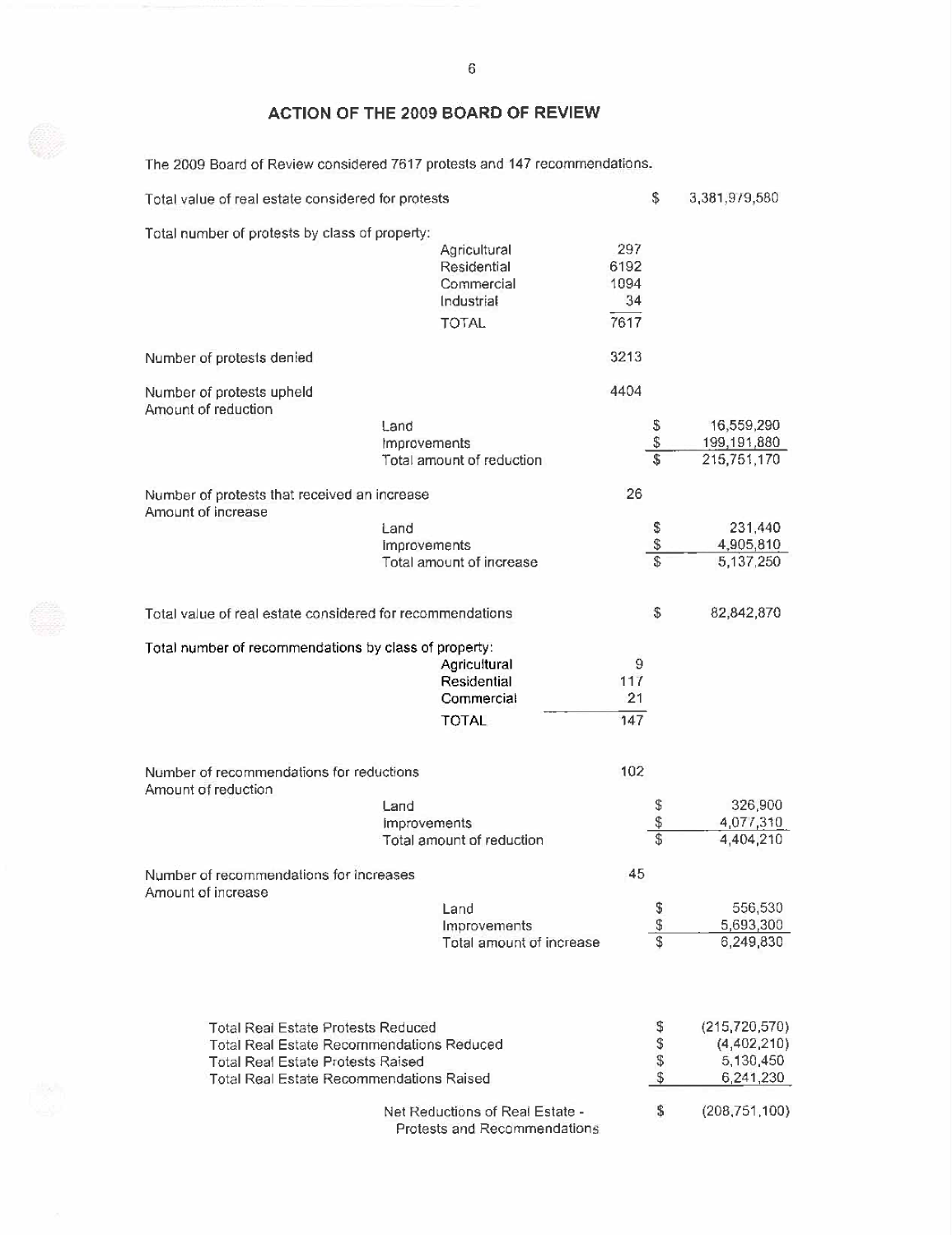## ACTION OF THE 2009 BOARD OF REVIEW

The 2009 Board of Review considered 7617 protests and 147 recommendations.

| | | | | |
|---|---|---|---|---|
| Total value of real estate considered for protests | | | $ | 3,381,979,580 |
| Total number of protests by class of property: | Agricultural | 297 | | |
| | Residential | 6192 | | |
| | Commercial | 1094 | | |
| | Industrial | 34 | | |
| | TOTAL | 7617 | | |
| Number of protests denied | | 3213 | | |
| Number of protests upheld | | 4404 | | |
| Amount of reduction | | | | |
| | Land | | $ | 16,559,290 |
| | Improvements | | $ | 199,191,880 |
| | Total amount of reduction | | $ | 215,751,170 |
| Number of protests that received an increase | | 26 | | |
| Amount of increase | | | | |
| | Land | | $ | 231,440 |
| | Improvements | | $ | 4,905,810 |
| | Total amount of increase | | $ | 5,137,250 |
| Total value of real estate considered for recommendations | | | $ | 82,842,870 |
| Total number of recommendations by class of property: | Agricultural | 9 | | |
| | Residential | 117 | | |
| | Commercial | 21 | | |
| | TOTAL | 147 | | |
| Number of recommendations for reductions | | 102 | | |
| Amount of reduction | | | | |
| | Land | | $ | 326,900 |
| | Improvements | | $ | 4,077,310 |
| | Total amount of reduction | | $ | 4,404,210 |
| Number of recommendations for increases | | 45 | | |
| Amount of increase | | | | |
| | Land | | $ | 556,530 |
| | Improvements | | $ | 5,693,300 |
| | Total amount of increase | | $ | 6,249,830 |

| | | |
|---|---|---|
| Total Real Estate Protests Reduced | $ | (215,720,570) |
| Total Real Estate Recommendations Reduced | $ | (4,402,210) |
| Total Real Estate Protests Raised | $ | 5,130,450 |
| Total Real Estate Recommendations Raised | $ | 6,241,230 |
| Net Reductions of Real Estate - Protests and Recommendations | $ | (208,751,100) |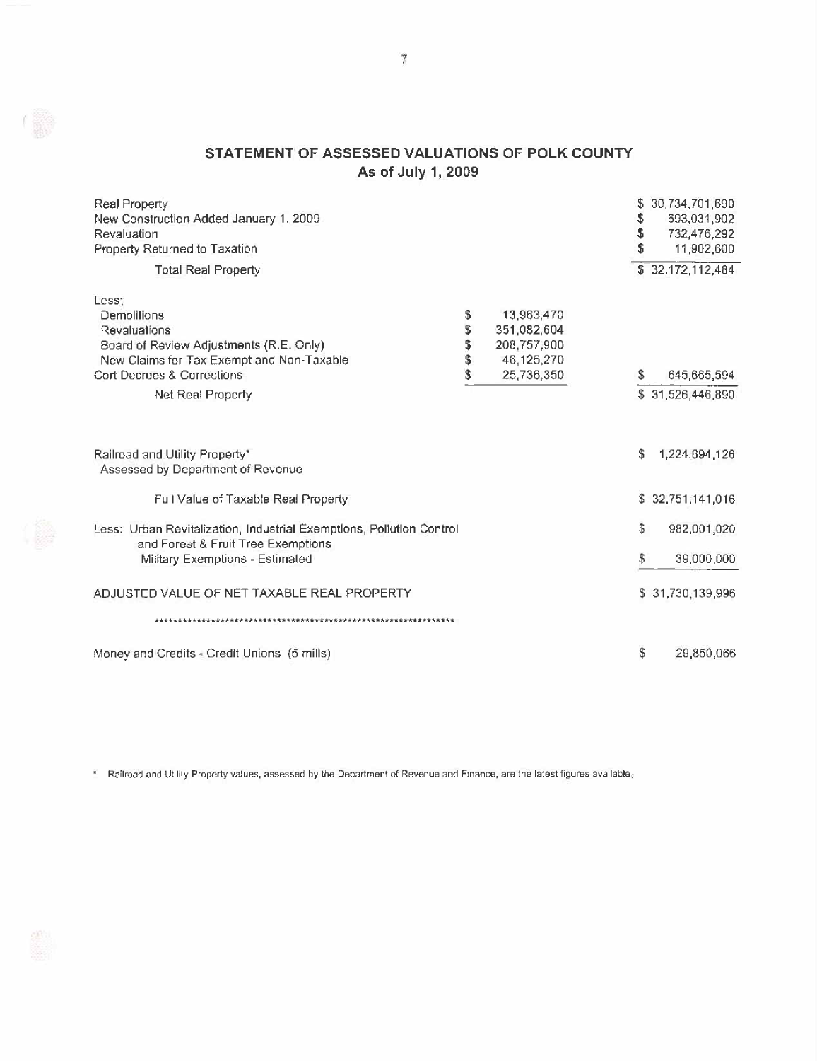## STATEMENT OF ASSESSED VALUATIONS OF POLK COUNTY
### As of July 1, 2009

| | | |
|---|---|---|
| Real Property | | $ 30,734,701,690 |
| New Construction Added January 1, 2009 | | $ 693,031,902 |
| Revaluation | | $ 732,476,292 |
| Property Returned to Taxation | | $ 11,902,600 |
| Total Real Property | | $ 32,172,112,484 |
| Less: | | |
| Demolitions | $ 13,963,470 | |
| Revaluations | $ 351,082,604 | |
| Board of Review Adjustments (R.E. Only) | $ 208,757,900 | |
| New Claims for Tax Exempt and Non-Taxable | $ 46,125,270 | |
| Cort Decrees & Corrections | $ 25,736,350 | $ 645,665,594 |
| Net Real Property | | $ 31,526,446,890 |
| Railroad and Utility Property* Assessed by Department of Revenue | | $ 1,224,694,126 |
| Full Value of Taxable Real Property | | $ 32,751,141,016 |
| Less: Urban Revitalization, Industrial Exemptions, Pollution Control and Forest & Fruit Tree Exemptions | | $ 982,001,020 |
| Military Exemptions - Estimated | | $ 39,000,000 |
| ADJUSTED VALUE OF NET TAXABLE REAL PROPERTY | | $ 31,730,139,996 |

*****************************************************************

| | |
|---|---|
| Money and Credits - Credit Unions (5 mills) | $ 29,850,066 |

\* Railroad and Utility Property values, assessed by the Department of Revenue and Finance, are the latest figures available.